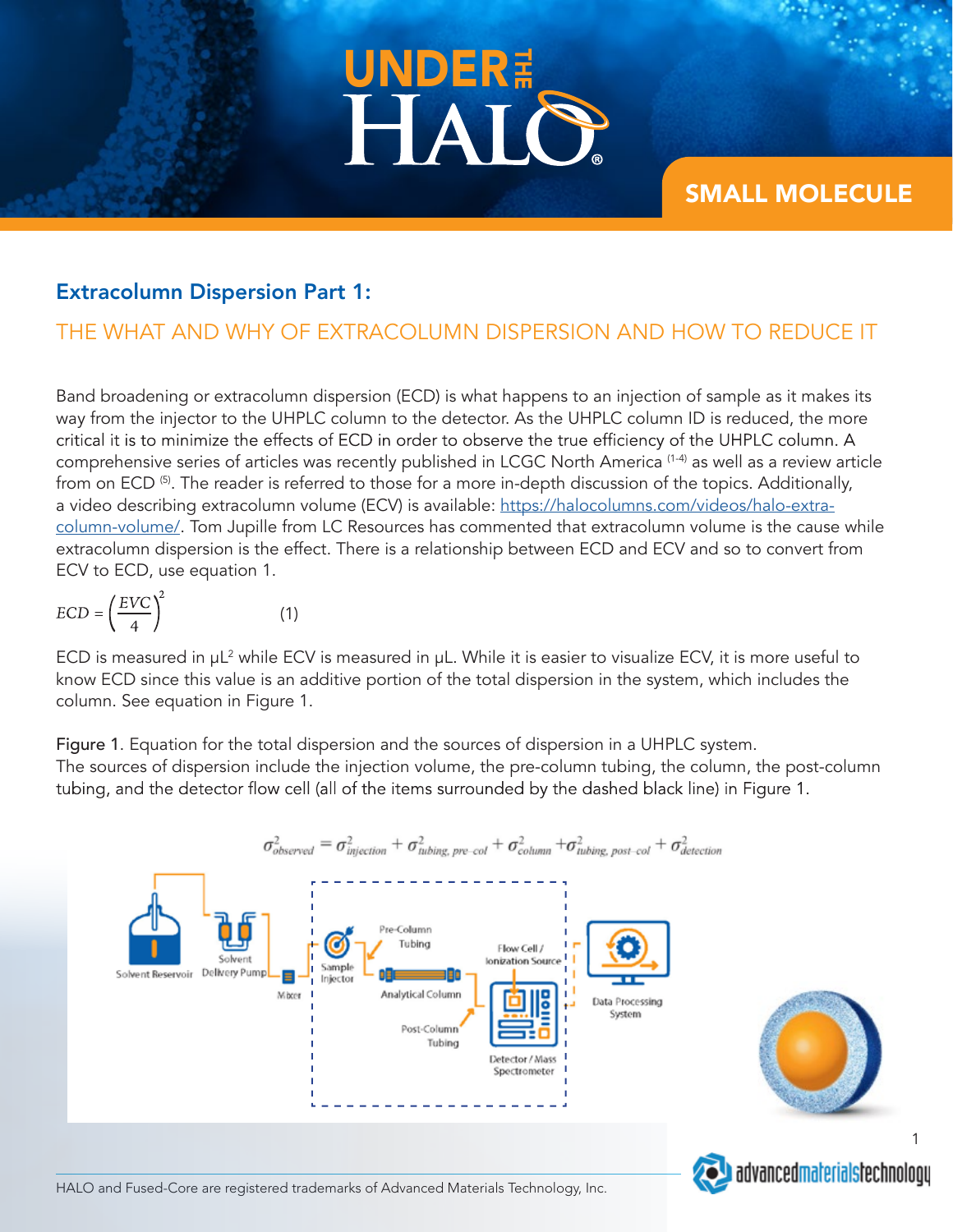# UNDER THE HALO

SMALL MOLECULE

## Extracolumn Dispersion Part 1:

### THE WHAT AND WHY OF EXTRACOLUMN DISPERSION AND HOW TO REDUCE IT

Band broadening or extracolumn dispersion (ECD) is what happens to an injection of sample as it makes its way from the injector to the UHPLC column to the detector. As the UHPLC column ID is reduced, the more critical it is to minimize the effects of ECD in order to observe the true efficiency of the UHPLC column. A comprehensive series of articles was recently published in LCGC North America [1-4] as well as a review article from on ECD [5]. The reader is referred to those for a more in-depth discussion of the topics. Additionally, a video describing extracolumn volume (ECV) is available: https://halocolumns.com/videos/halo-extra-column-volume/. Tom Jupille from LC Resources has commented that extracolumn volume is the cause while extracolumn dispersion is the effect. There is a relationship between ECD and ECV and so to convert from ECV to ECD, use equation 1.

$$ECD = \left(\frac{EVC}{4}\right)^2 \qquad (1)$$

ECD is measured in µL$^2$ while ECV is measured in µL. While it is easier to visualize ECV, it is more useful to know ECD since this value is an additive portion of the total dispersion in the system, which includes the column. See equation in Figure 1.

Figure 1. Equation for the total dispersion and the sources of dispersion in a UHPLC system. The sources of dispersion include the injection volume, the pre-column tubing, the column, the post-column tubing, and the detector flow cell (all of the items surrounded by the dashed black line) in Figure 1.

$$\sigma^2_{observed} = \sigma^2_{injection} + \sigma^2_{tubing,\ pre\text{-}col} + \sigma^2_{column} + \sigma^2_{tubing,\ post\text{-}col} + \sigma^2_{detection}$$

HALO and Fused-Core are registered trademarks of Advanced Materials Technology, Inc.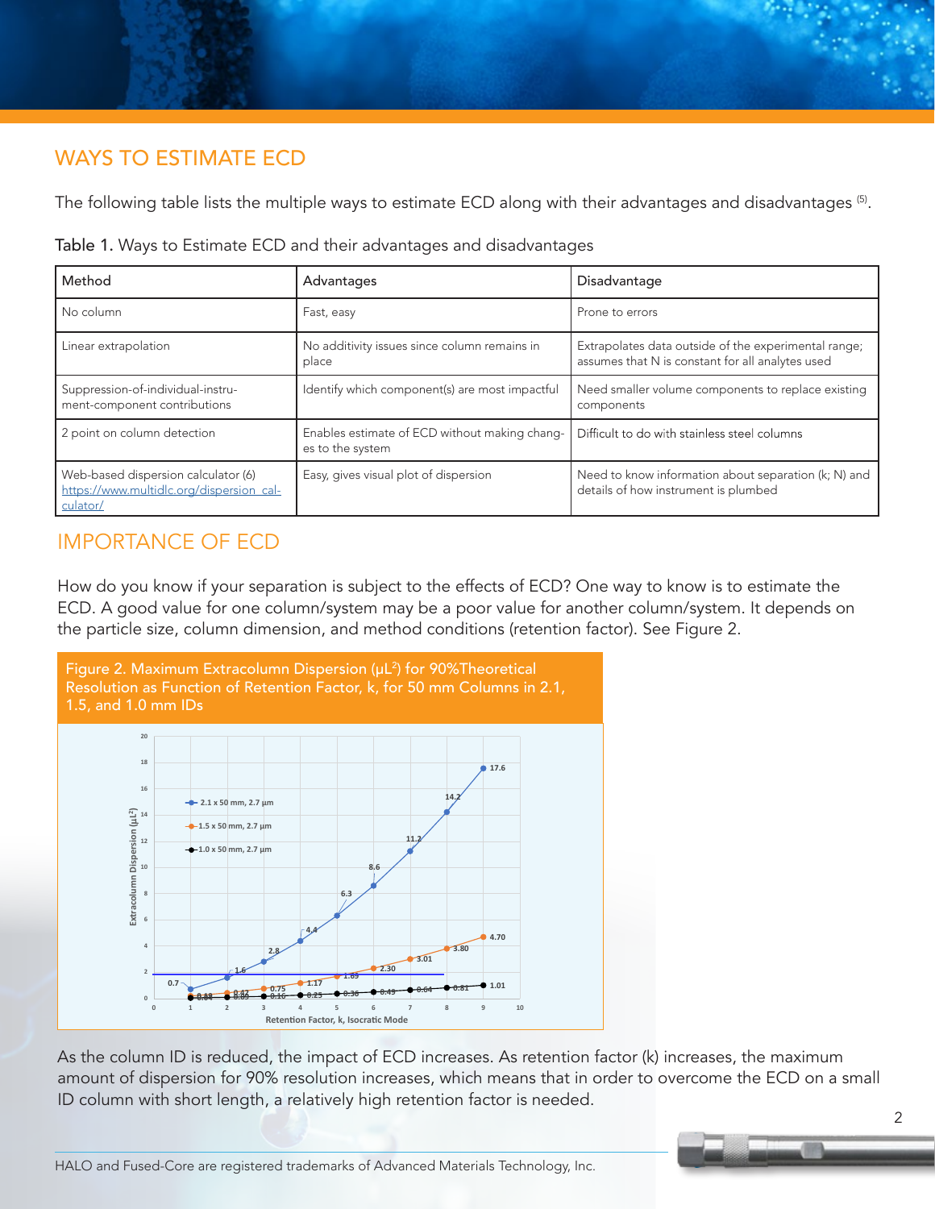## WAYS TO ESTIMATE ECD

The following table lists the multiple ways to estimate ECD along with their advantages and disadvantages [5].

Table 1. Ways to Estimate ECD and their advantages and disadvantages

| Method | Advantages | Disadvantage |
|---|---|---|
| No column | Fast, easy | Prone to errors |
| Linear extrapolation | No additivity issues since column remains in place | Extrapolates data outside of the experimental range; assumes that N is constant for all analytes used |
| Suppression-of-individual-instrument-component contributions | Identify which component(s) are most impactful | Need smaller volume components to replace existing components |
| 2 point on column detection | Enables estimate of ECD without making changes to the system | Difficult to do with stainless steel columns |
| Web-based dispersion calculator (6) https://www.multidlc.org/dispersion_calculator/ | Easy, gives visual plot of dispersion | Need to know information about separation (k; N) and details of how instrument is plumbed |

## IMPORTANCE OF ECD

How do you know if your separation is subject to the effects of ECD? One way to know is to estimate the ECD. A good value for one column/system may be a poor value for another column/system. It depends on the particle size, column dimension, and method conditions (retention factor). See Figure 2.

Figure 2. Maximum Extracolumn Dispersion (µL$^2$) for 90%Theoretical Resolution as Function of Retention Factor, k, for 50 mm Columns in 2.1, 1.5, and 1.0 mm IDs

As the column ID is reduced, the impact of ECD increases. As retention factor (k) increases, the maximum amount of dispersion for 90% resolution increases, which means that in order to overcome the ECD on a small ID column with short length, a relatively high retention factor is needed.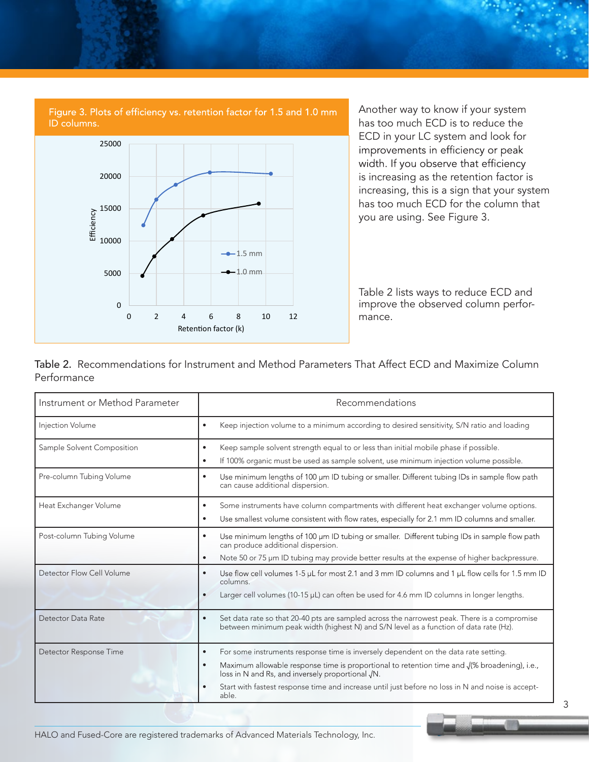Figure 3. Plots of efficiency vs. retention factor for 1.5 and 1.0 mm ID columns.

Another way to know if your system has too much ECD is to reduce the ECD in your LC system and look for improvements in efficiency or peak width. If you observe that efficiency is increasing as the retention factor is increasing, this is a sign that your system has too much ECD for the column that you are using. See Figure 3.

Table 2 lists ways to reduce ECD and improve the observed column performance.

Table 2. Recommendations for Instrument and Method Parameters That Affect ECD and Maximize Column Performance

| Instrument or Method Parameter | Recommendations |
|---|---|
| Injection Volume | • Keep injection volume to a minimum according to desired sensitivity, S/N ratio and loading |
| Sample Solvent Composition | • Keep sample solvent strength equal to or less than initial mobile phase if possible.<br>• If 100% organic must be used as sample solvent, use minimum injection volume possible. |
| Pre-column Tubing Volume | • Use minimum lengths of 100 µm ID tubing or smaller. Different tubing IDs in sample flow path can cause additional dispersion. |
| Heat Exchanger Volume | • Some instruments have column compartments with different heat exchanger volume options.<br>• Use smallest volume consistent with flow rates, especially for 2.1 mm ID columns and smaller. |
| Post-column Tubing Volume | • Use minimum lengths of 100 µm ID tubing or smaller. Different tubing IDs in sample flow path can produce additional dispersion.<br>• Note 50 or 75 µm ID tubing may provide better results at the expense of higher backpressure. |
| Detector Flow Cell Volume | • Use flow cell volumes 1-5 µL for most 2.1 and 3 mm ID columns and 1 µL flow cells for 1.5 mm ID columns.<br>• Larger cell volumes (10-15 µL) can often be used for 4.6 mm ID columns in longer lengths. |
| Detector Data Rate | • Set data rate so that 20-40 pts are sampled across the narrowest peak. There is a compromise between minimum peak width (highest N) and S/N level as a function of data rate (Hz). |
| Detector Response Time | • For some instruments response time is inversely dependent on the data rate setting.<br>• Maximum allowable response time is proportional to retention time and $\sqrt{(\% \text{ broadening})}$, i.e., loss in N and Rs, and inversely proportional $\sqrt{N}$.<br>• Start with fastest response time and increase until just before no loss in N and noise is acceptable. |

HALO and Fused-Core are registered trademarks of Advanced Materials Technology, Inc.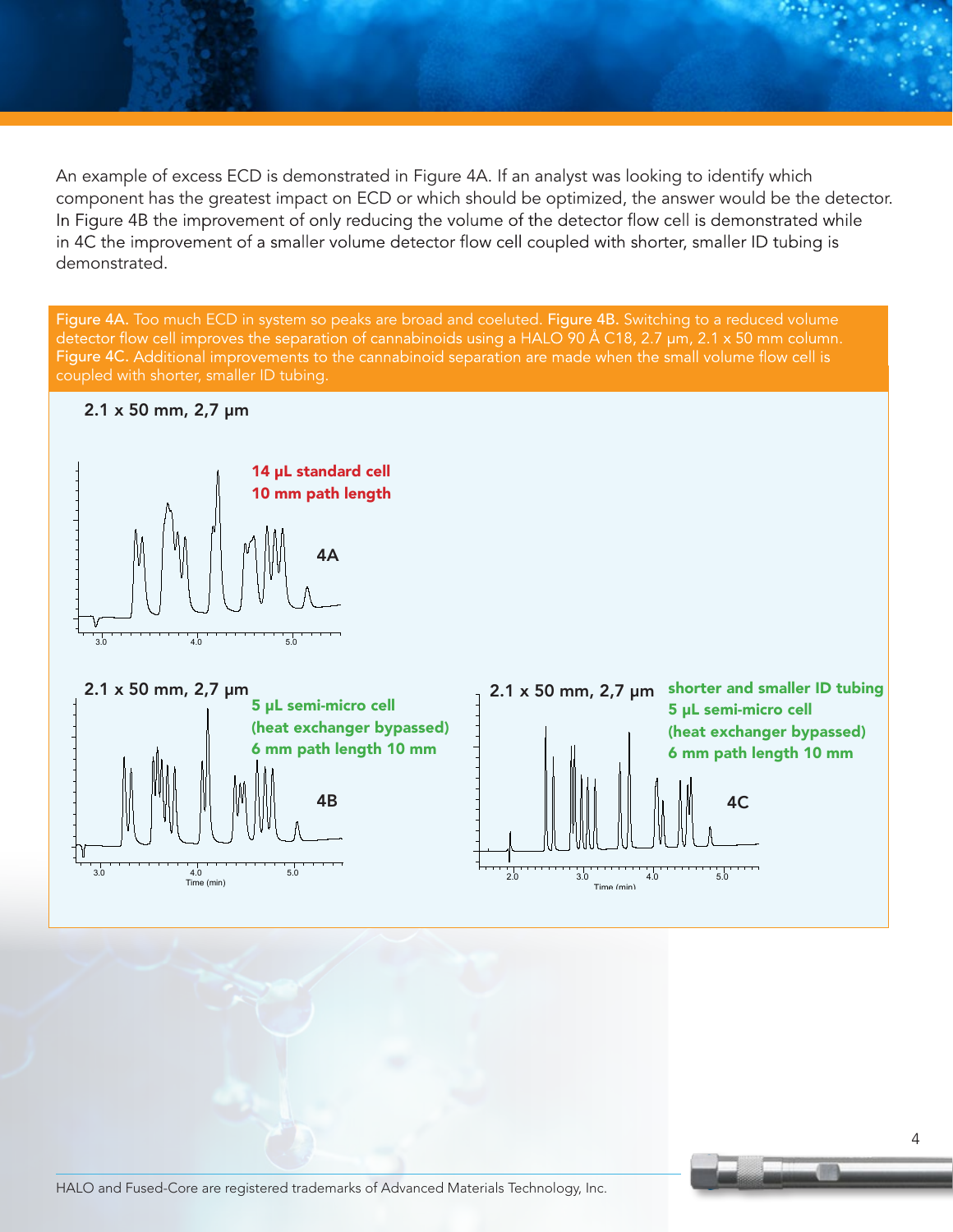An example of excess ECD is demonstrated in Figure 4A. If an analyst was looking to identify which component has the greatest impact on ECD or which should be optimized, the answer would be the detector. In Figure 4B the improvement of only reducing the volume of the detector flow cell is demonstrated while in 4C the improvement of a smaller volume detector flow cell coupled with shorter, smaller ID tubing is demonstrated.

**Figure 4A.** Too much ECD in system so peaks are broad and coeluted. **Figure 4B.** Switching to a reduced volume detector flow cell improves the separation of cannabinoids using a HALO 90 Å C18, 2.7 µm, 2.1 x 50 mm column. **Figure 4C.** Additional improvements to the cannabinoid separation are made when the small volume flow cell is coupled with shorter, smaller ID tubing.

**2.1 x 50 mm, 2,7 µm**

**14 µL standard cell**
**10 mm path length**

**4A**

**2.1 x 50 mm, 2,7 µm**

**5 µL semi-micro cell**
**(heat exchanger bypassed)**
**6 mm path length 10 mm**

**4B**

Time (min)

**2.1 x 50 mm, 2,7 µm**

**shorter and smaller ID tubing**
**5 µL semi-micro cell**
**(heat exchanger bypassed)**
**6 mm path length 10 mm**

**4C**

Time (min)

HALO and Fused-Core are registered trademarks of Advanced Materials Technology, Inc.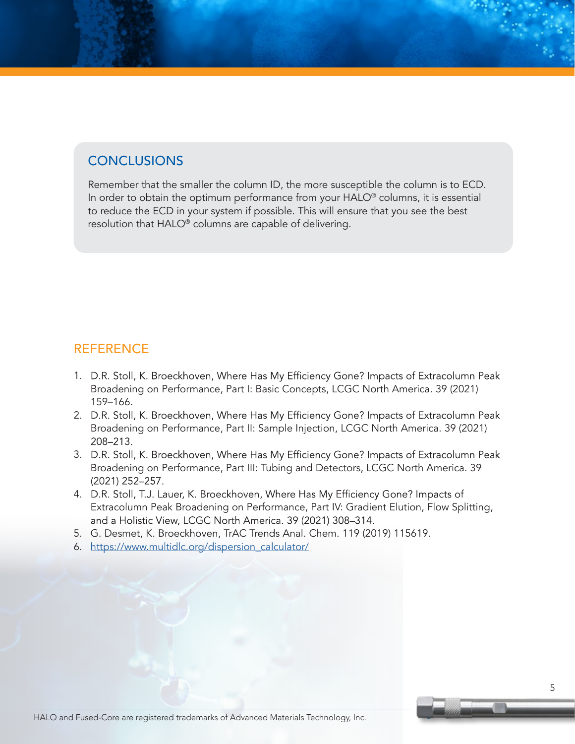## CONCLUSIONS

Remember that the smaller the column ID, the more susceptible the column is to ECD. In order to obtain the optimum performance from your HALO® columns, it is essential to reduce the ECD in your system if possible. This will ensure that you see the best resolution that HALO® columns are capable of delivering.

## REFERENCE

1. D.R. Stoll, K. Broeckhoven, Where Has My Efficiency Gone? Impacts of Extracolumn Peak Broadening on Performance, Part I: Basic Concepts, LCGC North America. 39 (2021) 159–166.
2. D.R. Stoll, K. Broeckhoven, Where Has My Efficiency Gone? Impacts of Extracolumn Peak Broadening on Performance, Part II: Sample Injection, LCGC North America. 39 (2021) 208–213.
3. D.R. Stoll, K. Broeckhoven, Where Has My Efficiency Gone? Impacts of Extracolumn Peak Broadening on Performance, Part III: Tubing and Detectors, LCGC North America. 39 (2021) 252–257.
4. D.R. Stoll, T.J. Lauer, K. Broeckhoven, Where Has My Efficiency Gone? Impacts of Extracolumn Peak Broadening on Performance, Part IV: Gradient Elution, Flow Splitting, and a Holistic View, LCGC North America. 39 (2021) 308–314.
5. G. Desmet, K. Broeckhoven, TrAC Trends Anal. Chem. 119 (2019) 115619.
6. https://www.multidlc.org/dispersion_calculator/

HALO and Fused-Core are registered trademarks of Advanced Materials Technology, Inc.